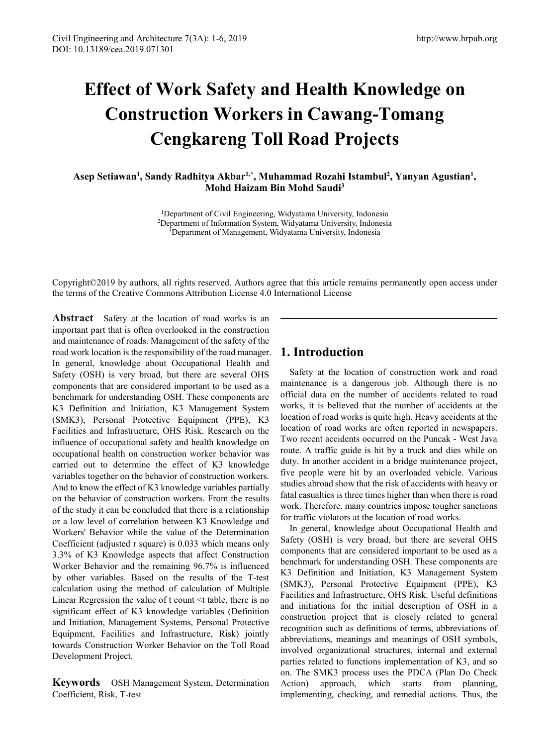# Effect of Work Safety and Health Knowledge on Construction Workers in Cawang-Tomang Cengkareng Toll Road Projects

**Asep Setiawan[1], Sandy Radhitya Akbar[1,*], Muhammad Rozahi Istambul[2], Yanyan Agustian[1], Mohd Haizam Bin Mohd Saudi[3]**

[1]Department of Civil Engineering, Widyatama University, Indonesia
[2]Department of Information System, Widyatama University, Indonesia
[3]Department of Management, Widyatama University, Indonesia

Copyright©2019 by authors, all rights reserved. Authors agree that this article remains permanently open access under the terms of the Creative Commons Attribution License 4.0 International License

**Abstract** Safety at the location of road works is an important part that is often overlooked in the construction and maintenance of roads. Management of the safety of the road work location is the responsibility of the road manager. In general, knowledge about Occupational Health and Safety (OSH) is very broad, but there are several OHS components that are considered important to be used as a benchmark for understanding OSH. These components are K3 Definition and Initiation, K3 Management System (SMK3), Personal Protective Equipment (PPE), K3 Facilities and Infrastructure, OHS Risk. Research on the influence of occupational safety and health knowledge on occupational health on construction worker behavior was carried out to determine the effect of K3 knowledge variables together on the behavior of construction workers. And to know the effect of K3 knowledge variables partially on the behavior of construction workers. From the results of the study it can be concluded that there is a relationship or a low level of correlation between K3 Knowledge and Workers' Behavior while the value of the Determination Coefficient (adjusted r square) is 0.033 which means only 3.3% of K3 Knowledge aspects that affect Construction Worker Behavior and the remaining 96.7% is influenced by other variables. Based on the results of the T-test calculation using the method of calculation of Multiple Linear Regression the value of t count <t table, there is no significant effect of K3 knowledge variables (Definition and Initiation, Management Systems, Personal Protective Equipment, Facilities and Infrastructure, Risk) jointly towards Construction Worker Behavior on the Toll Road Development Project.

**Keywords** OSH Management System, Determination Coefficient, Risk, T-test

## 1. Introduction

Safety at the location of construction work and road maintenance is a dangerous job. Although there is no official data on the number of accidents related to road works, it is believed that the number of accidents at the location of road works is quite high. Heavy accidents at the location of road works are often reported in newspapers. Two recent accidents occurred on the Puncak - West Java route. A traffic guide is hit by a truck and dies while on duty. In another accident in a bridge maintenance project, five people were hit by an overloaded vehicle. Various studies abroad show that the risk of accidents with heavy or fatal casualties is three times higher than when there is road work. Therefore, many countries impose tougher sanctions for traffic violators at the location of road works.

In general, knowledge about Occupational Health and Safety (OSH) is very broad, but there are several OHS components that are considered important to be used as a benchmark for understanding OSH. These components are K3 Definition and Initiation, K3 Management System (SMK3), Personal Protective Equipment (PPE), K3 Facilities and Infrastructure, OHS Risk. Useful definitions and initiations for the initial description of OSH in a construction project that is closely related to general recognition such as definitions of terms, abbreviations of abbreviations, meanings and meanings of OSH symbols, involved organizational structures, internal and external parties related to functions implementation of K3, and so on. The SMK3 process uses the PDCA (Plan Do Check Action) approach, which starts from planning, implementing, checking, and remedial actions. Thus, the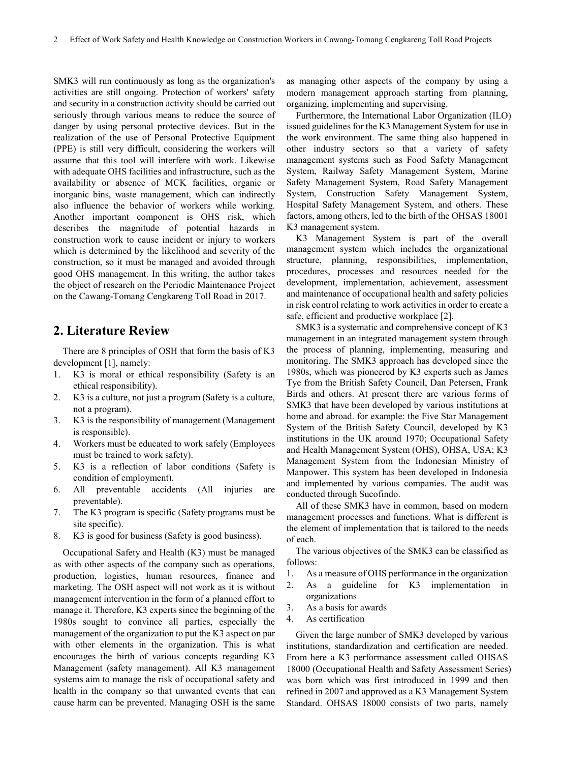SMK3 will run continuously as long as the organization's activities are still ongoing. Protection of workers' safety and security in a construction activity should be carried out seriously through various means to reduce the source of danger by using personal protective devices. But in the realization of the use of Personal Protective Equipment (PPE) is still very difficult, considering the workers will assume that this tool will interfere with work. Likewise with adequate OHS facilities and infrastructure, such as the availability or absence of MCK facilities, organic or inorganic bins, waste management, which can indirectly also influence the behavior of workers while working. Another important component is OHS risk, which describes the magnitude of potential hazards in construction work to cause incident or injury to workers which is determined by the likelihood and severity of the construction, so it must be managed and avoided through good OHS management. In this writing, the author takes the object of research on the Periodic Maintenance Project on the Cawang-Tomang Cengkareng Toll Road in 2017.

## 2. Literature Review

There are 8 principles of OSH that form the basis of K3 development [1], namely:

1. K3 is moral or ethical responsibility (Safety is an ethical responsibility).
2. K3 is a culture, not just a program (Safety is a culture, not a program).
3. K3 is the responsibility of management (Management is responsible).
4. Workers must be educated to work safely (Employees must be trained to work safety).
5. K3 is a reflection of labor conditions (Safety is condition of employment).
6. All preventable accidents (All injuries are preventable).
7. The K3 program is specific (Safety programs must be site specific).
8. K3 is good for business (Safety is good business).

Occupational Safety and Health (K3) must be managed as with other aspects of the company such as operations, production, logistics, human resources, finance and marketing. The OSH aspect will not work as it is without management intervention in the form of a planned effort to manage it. Therefore, K3 experts since the beginning of the 1980s sought to convince all parties, especially the management of the organization to put the K3 aspect on par with other elements in the organization. This is what encourages the birth of various concepts regarding K3 Management (safety management). All K3 management systems aim to manage the risk of occupational safety and health in the company so that unwanted events that can cause harm can be prevented. Managing OSH is the same as managing other aspects of the company by using a modern management approach starting from planning, organizing, implementing and supervising.

Furthermore, the International Labor Organization (ILO) issued guidelines for the K3 Management System for use in the work environment. The same thing also happened in other industry sectors so that a variety of safety management systems such as Food Safety Management System, Railway Safety Management System, Marine Safety Management System, Road Safety Management System, Construction Safety Management System, Hospital Safety Management System, and others. These factors, among others, led to the birth of the OHSAS 18001 K3 management system.

K3 Management System is part of the overall management system which includes the organizational structure, planning, responsibilities, implementation, procedures, processes and resources needed for the development, implementation, achievement, assessment and maintenance of occupational health and safety policies in risk control relating to work activities in order to create a safe, efficient and productive workplace [2].

SMK3 is a systematic and comprehensive concept of K3 management in an integrated management system through the process of planning, implementing, measuring and monitoring. The SMK3 approach has developed since the 1980s, which was pioneered by K3 experts such as James Tye from the British Safety Council, Dan Petersen, Frank Birds and others. At present there are various forms of SMK3 that have been developed by various institutions at home and abroad. for example: the Five Star Management System of the British Safety Council, developed by K3 institutions in the UK around 1970; Occupational Safety and Health Management System (OHS), OHSA, USA; K3 Management System from the Indonesian Ministry of Manpower. This system has been developed in Indonesia and implemented by various companies. The audit was conducted through Sucofindo.

All of these SMK3 have in common, based on modern management processes and functions. What is different is the element of implementation that is tailored to the needs of each.

The various objectives of the SMK3 can be classified as follows:

1. As a measure of OHS performance in the organization
2. As a guideline for K3 implementation in organizations
3. As a basis for awards
4. As certification

Given the large number of SMK3 developed by various institutions, standardization and certification are needed. From here a K3 performance assessment called OHSAS 18000 (Occupational Health and Safety Assessment Series) was born which was first introduced in 1999 and then refined in 2007 and approved as a K3 Management System Standard. OHSAS 18000 consists of two parts, namely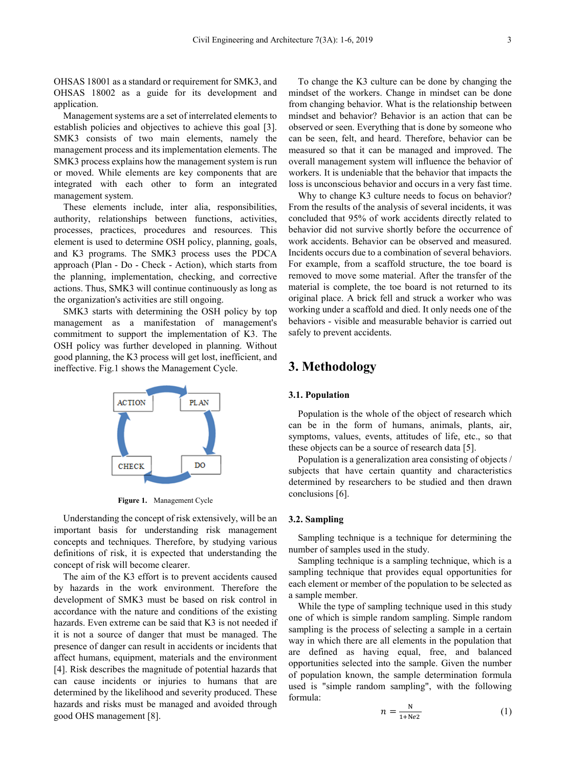OHSAS 18001 as a standard or requirement for SMK3, and OHSAS 18002 as a guide for its development and application.

Management systems are a set of interrelated elements to establish policies and objectives to achieve this goal [3]. SMK3 consists of two main elements, namely the management process and its implementation elements. The SMK3 process explains how the management system is run or moved. While elements are key components that are integrated with each other to form an integrated management system.

These elements include, inter alia, responsibilities, authority, relationships between functions, activities, processes, practices, procedures and resources. This element is used to determine OSH policy, planning, goals, and K3 programs. The SMK3 process uses the PDCA approach (Plan - Do - Check - Action), which starts from the planning, implementation, checking, and corrective actions. Thus, SMK3 will continue continuously as long as the organization's activities are still ongoing.

SMK3 starts with determining the OSH policy by top management as a manifestation of management's commitment to support the implementation of K3. The OSH policy was further developed in planning. Without good planning, the K3 process will get lost, inefficient, and ineffective. Fig.1 shows the Management Cycle.

ACTION → PLAN → DO → CHECK

**Figure 1.** Management Cycle

Understanding the concept of risk extensively, will be an important basis for understanding risk management concepts and techniques. Therefore, by studying various definitions of risk, it is expected that understanding the concept of risk will become clearer.

The aim of the K3 effort is to prevent accidents caused by hazards in the work environment. Therefore the development of SMK3 must be based on risk control in accordance with the nature and conditions of the existing hazards. Even extreme can be said that K3 is not needed if it is not a source of danger that must be managed. The presence of danger can result in accidents or incidents that affect humans, equipment, materials and the environment [4]. Risk describes the magnitude of potential hazards that can cause incidents or injuries to humans that are determined by the likelihood and severity produced. These hazards and risks must be managed and avoided through good OHS management [8].

To change the K3 culture can be done by changing the mindset of the workers. Change in mindset can be done from changing behavior. What is the relationship between mindset and behavior? Behavior is an action that can be observed or seen. Everything that is done by someone who can be seen, felt, and heard. Therefore, behavior can be measured so that it can be managed and improved. The overall management system will influence the behavior of workers. It is undeniable that the behavior that impacts the loss is unconscious behavior and occurs in a very fast time.

Why to change K3 culture needs to focus on behavior? From the results of the analysis of several incidents, it was concluded that 95% of work accidents directly related to behavior did not survive shortly before the occurrence of work accidents. Behavior can be observed and measured. Incidents occurs due to a combination of several behaviors. For example, from a scaffold structure, the toe board is removed to move some material. After the transfer of the material is complete, the toe board is not returned to its original place. A brick fell and struck a worker who was working under a scaffold and died. It only needs one of the behaviors - visible and measurable behavior is carried out safely to prevent accidents.

## 3. Methodology

### 3.1. Population

Population is the whole of the object of research which can be in the form of humans, animals, plants, air, symptoms, values, events, attitudes of life, etc., so that these objects can be a source of research data [5].

Population is a generalization area consisting of objects / subjects that have certain quantity and characteristics determined by researchers to be studied and then drawn conclusions [6].

### 3.2. Sampling

Sampling technique is a technique for determining the number of samples used in the study.

Sampling technique is a sampling technique, which is a sampling technique that provides equal opportunities for each element or member of the population to be selected as a sample member.

While the type of sampling technique used in this study one of which is simple random sampling. Simple random sampling is the process of selecting a sample in a certain way in which there are all elements in the population that are defined as having equal, free, and balanced opportunities selected into the sample. Given the number of population known, the sample determination formula used is "simple random sampling", with the following formula:

$$n = \frac{N}{1+Ne2} \quad (1)$$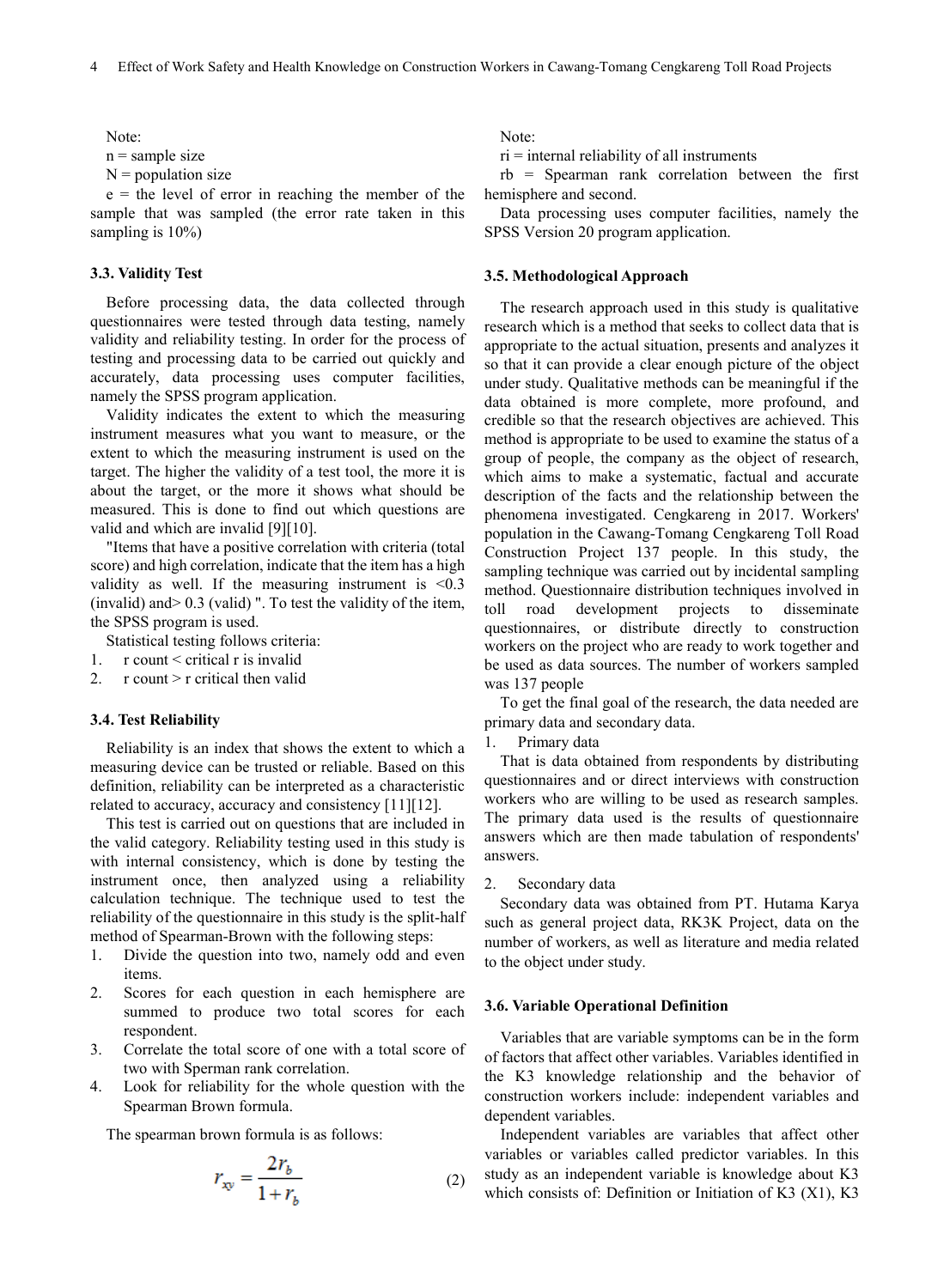Note:

n = sample size

N = population size

e = the level of error in reaching the member of the sample that was sampled (the error rate taken in this sampling is 10%)

### 3.3. Validity Test

Before processing data, the data collected through questionnaires were tested through data testing, namely validity and reliability testing. In order for the process of testing and processing data to be carried out quickly and accurately, data processing uses computer facilities, namely the SPSS program application.

Validity indicates the extent to which the measuring instrument measures what you want to measure, or the extent to which the measuring instrument is used on the target. The higher the validity of a test tool, the more it is about the target, or the more it shows what should be measured. This is done to find out which questions are valid and which are invalid [9][10].

"Items that have a positive correlation with criteria (total score) and high correlation, indicate that the item has a high validity as well. If the measuring instrument is <0.3 (invalid) and> 0.3 (valid) ". To test the validity of the item, the SPSS program is used.

Statistical testing follows criteria:

1. r count < critical r is invalid
2. r count > r critical then valid

### 3.4. Test Reliability

Reliability is an index that shows the extent to which a measuring device can be trusted or reliable. Based on this definition, reliability can be interpreted as a characteristic related to accuracy, accuracy and consistency [11][12].

This test is carried out on questions that are included in the valid category. Reliability testing used in this study is with internal consistency, which is done by testing the instrument once, then analyzed using a reliability calculation technique. The technique used to test the reliability of the questionnaire in this study is the split-half method of Spearman-Brown with the following steps:

1. Divide the question into two, namely odd and even items.
2. Scores for each question in each hemisphere are summed to produce two total scores for each respondent.
3. Correlate the total score of one with a total score of two with Sperman rank correlation.
4. Look for reliability for the whole question with the Spearman Brown formula.

The spearman brown formula is as follows:

$$r_{xy} = \frac{2r_b}{1+r_b} \tag{2}$$

Note:

ri = internal reliability of all instruments

rb = Spearman rank correlation between the first hemisphere and second.

Data processing uses computer facilities, namely the SPSS Version 20 program application.

### 3.5. Methodological Approach

The research approach used in this study is qualitative research which is a method that seeks to collect data that is appropriate to the actual situation, presents and analyzes it so that it can provide a clear enough picture of the object under study. Qualitative methods can be meaningful if the data obtained is more complete, more profound, and credible so that the research objectives are achieved. This method is appropriate to be used to examine the status of a group of people, the company as the object of research, which aims to make a systematic, factual and accurate description of the facts and the relationship between the phenomena investigated. Cengkareng in 2017. Workers' population in the Cawang-Tomang Cengkareng Toll Road Construction Project 137 people. In this study, the sampling technique was carried out by incidental sampling method. Questionnaire distribution techniques involved in toll road development projects to disseminate questionnaires, or distribute directly to construction workers on the project who are ready to work together and be used as data sources. The number of workers sampled was 137 people

To get the final goal of the research, the data needed are primary data and secondary data.

1. Primary data

That is data obtained from respondents by distributing questionnaires and or direct interviews with construction workers who are willing to be used as research samples. The primary data used is the results of questionnaire answers which are then made tabulation of respondents' answers.

2. Secondary data

Secondary data was obtained from PT. Hutama Karya such as general project data, RK3K Project, data on the number of workers, as well as literature and media related to the object under study.

### 3.6. Variable Operational Definition

Variables that are variable symptoms can be in the form of factors that affect other variables. Variables identified in the K3 knowledge relationship and the behavior of construction workers include: independent variables and dependent variables.

Independent variables are variables that affect other variables or variables called predictor variables. In this study as an independent variable is knowledge about K3 which consists of: Definition or Initiation of K3 (X1), K3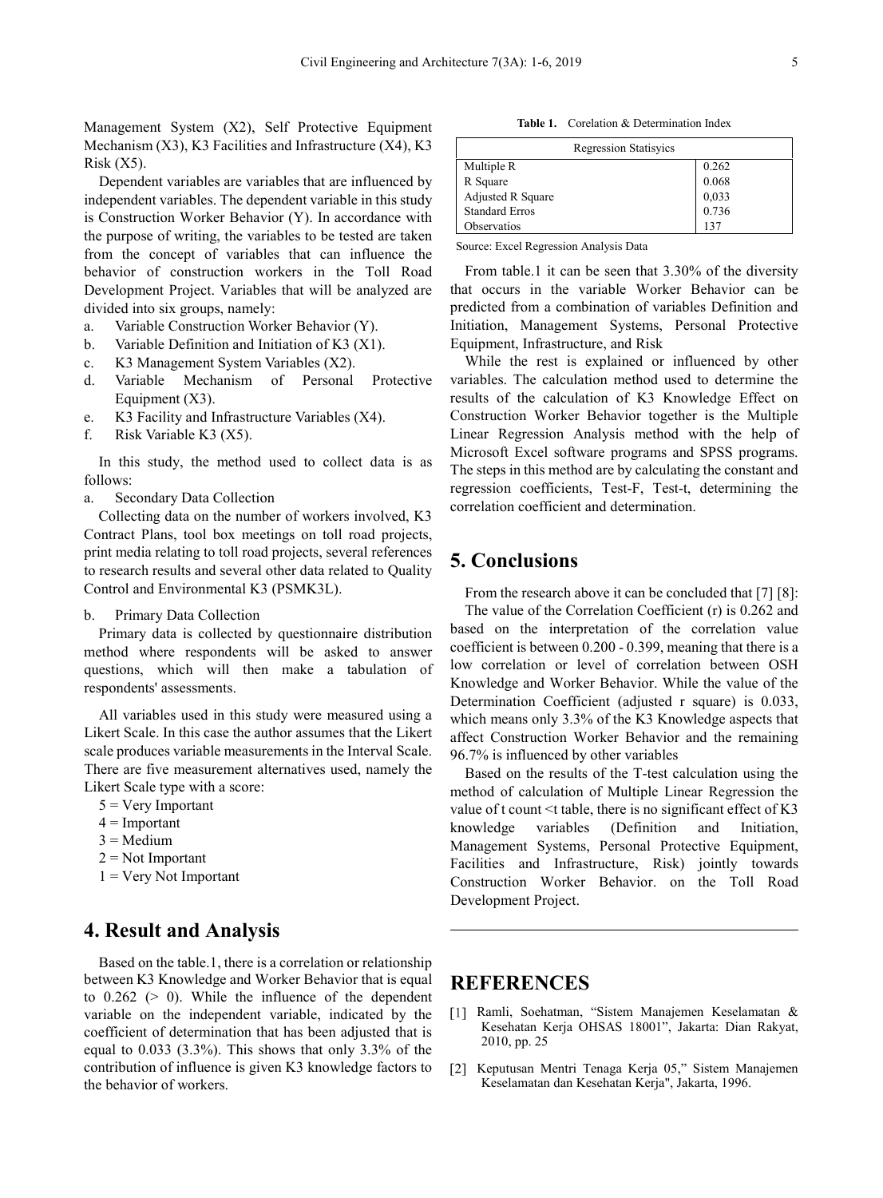Management System (X2), Self Protective Equipment Mechanism (X3), K3 Facilities and Infrastructure (X4), K3 Risk (X5).

Dependent variables are variables that are influenced by independent variables. The dependent variable in this study is Construction Worker Behavior (Y). In accordance with the purpose of writing, the variables to be tested are taken from the concept of variables that can influence the behavior of construction workers in the Toll Road Development Project. Variables that will be analyzed are divided into six groups, namely:

a. Variable Construction Worker Behavior (Y).
b. Variable Definition and Initiation of K3 (X1).
c. K3 Management System Variables (X2).
d. Variable Mechanism of Personal Protective Equipment (X3).
e. K3 Facility and Infrastructure Variables (X4).
f. Risk Variable K3 (X5).

In this study, the method used to collect data is as follows:

a. Secondary Data Collection

Collecting data on the number of workers involved, K3 Contract Plans, tool box meetings on toll road projects, print media relating to toll road projects, several references to research results and several other data related to Quality Control and Environmental K3 (PSMK3L).

b. Primary Data Collection

Primary data is collected by questionnaire distribution method where respondents will be asked to answer questions, which will then make a tabulation of respondents' assessments.

All variables used in this study were measured using a Likert Scale. In this case the author assumes that the Likert scale produces variable measurements in the Interval Scale. There are five measurement alternatives used, namely the Likert Scale type with a score:

5 = Very Important
4 = Important
3 = Medium
2 = Not Important
1 = Very Not Important

# 4. Result and Analysis

Based on the table.1, there is a correlation or relationship between K3 Knowledge and Worker Behavior that is equal to 0.262 (> 0). While the influence of the dependent variable on the independent variable, indicated by the coefficient of determination that has been adjusted that is equal to 0.033 (3.3%). This shows that only 3.3% of the contribution of influence is given K3 knowledge factors to the behavior of workers.

**Table 1.** Corelation & Determination Index

| Regression Statisyics | |
|---|---|
| Multiple R | 0.262 |
| R Square | 0.068 |
| Adjusted R Square | 0,033 |
| Standard Erros | 0.736 |
| Observatios | 137 |

Source: Excel Regression Analysis Data

From table.1 it can be seen that 3.30% of the diversity that occurs in the variable Worker Behavior can be predicted from a combination of variables Definition and Initiation, Management Systems, Personal Protective Equipment, Infrastructure, and Risk

While the rest is explained or influenced by other variables. The calculation method used to determine the results of the calculation of K3 Knowledge Effect on Construction Worker Behavior together is the Multiple Linear Regression Analysis method with the help of Microsoft Excel software programs and SPSS programs. The steps in this method are by calculating the constant and regression coefficients, Test-F, Test-t, determining the correlation coefficient and determination.

# 5. Conclusions

From the research above it can be concluded that [7] [8]:

The value of the Correlation Coefficient (r) is 0.262 and based on the interpretation of the correlation value coefficient is between 0.200 - 0.399, meaning that there is a low correlation or level of correlation between OSH Knowledge and Worker Behavior. While the value of the Determination Coefficient (adjusted r square) is 0.033, which means only 3.3% of the K3 Knowledge aspects that affect Construction Worker Behavior and the remaining 96.7% is influenced by other variables

Based on the results of the T-test calculation using the method of calculation of Multiple Linear Regression the value of t count <t table, there is no significant effect of K3 knowledge variables (Definition and Initiation, Management Systems, Personal Protective Equipment, Facilities and Infrastructure, Risk) jointly towards Construction Worker Behavior. on the Toll Road Development Project.

# REFERENCES

[1] Ramli, Soehatman, "Sistem Manajemen Keselamatan & Kesehatan Kerja OHSAS 18001", Jakarta: Dian Rakyat, 2010, pp. 25

[2] Keputusan Mentri Tenaga Kerja 05," Sistem Manajemen Keselamatan dan Kesehatan Kerja", Jakarta, 1996.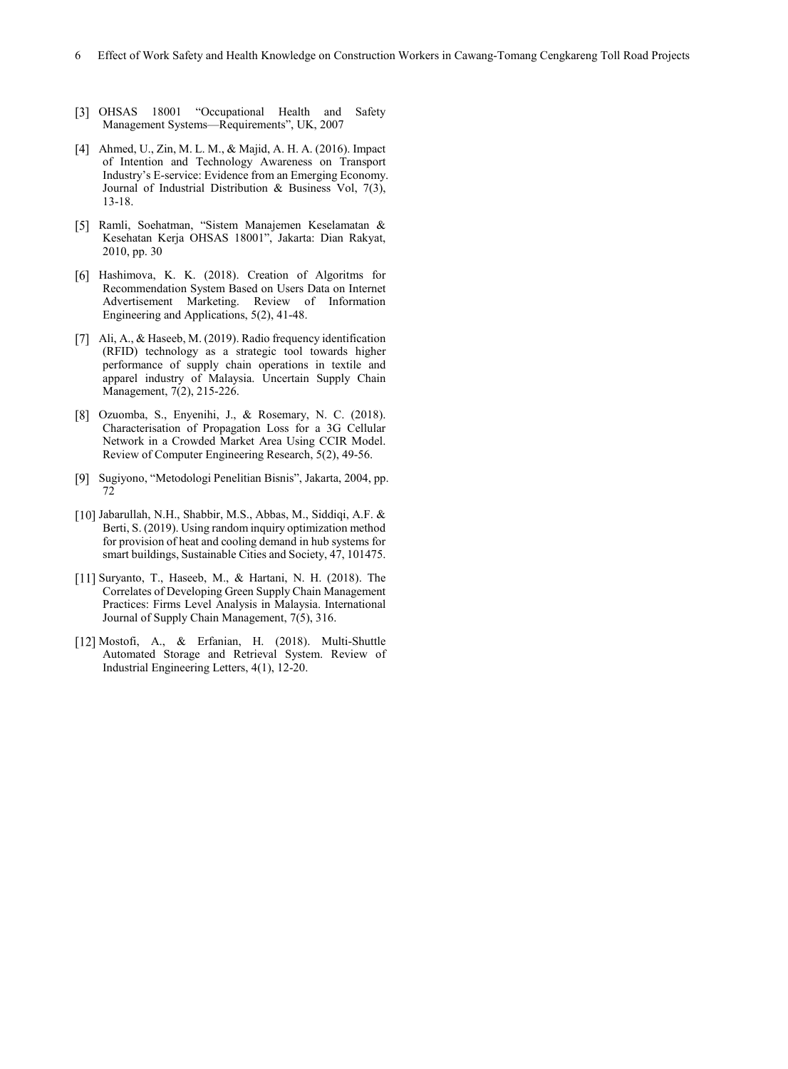[3] OHSAS 18001 “Occupational Health and Safety Management Systems—Requirements”, UK, 2007

[4] Ahmed, U., Zin, M. L. M., & Majid, A. H. A. (2016). Impact of Intention and Technology Awareness on Transport Industry’s E-service: Evidence from an Emerging Economy. Journal of Industrial Distribution & Business Vol, 7(3), 13-18.

[5] Ramli, Soehatman, “Sistem Manajemen Keselamatan & Kesehatan Kerja OHSAS 18001”, Jakarta: Dian Rakyat, 2010, pp. 30

[6] Hashimova, K. K. (2018). Creation of Algoritms for Recommendation System Based on Users Data on Internet Advertisement Marketing. Review of Information Engineering and Applications, 5(2), 41-48.

[7] Ali, A., & Haseeb, M. (2019). Radio frequency identification (RFID) technology as a strategic tool towards higher performance of supply chain operations in textile and apparel industry of Malaysia. Uncertain Supply Chain Management, 7(2), 215-226.

[8] Ozuomba, S., Enyenihi, J., & Rosemary, N. C. (2018). Characterisation of Propagation Loss for a 3G Cellular Network in a Crowded Market Area Using CCIR Model. Review of Computer Engineering Research, 5(2), 49-56.

[9] Sugiyono, “Metodologi Penelitian Bisnis”, Jakarta, 2004, pp. 72

[10] Jabarullah, N.H., Shabbir, M.S., Abbas, M., Siddiqi, A.F. & Berti, S. (2019). Using random inquiry optimization method for provision of heat and cooling demand in hub systems for smart buildings, Sustainable Cities and Society, 47, 101475.

[11] Suryanto, T., Haseeb, M., & Hartani, N. H. (2018). The Correlates of Developing Green Supply Chain Management Practices: Firms Level Analysis in Malaysia. International Journal of Supply Chain Management, 7(5), 316.

[12] Mostofi, A., & Erfanian, H. (2018). Multi-Shuttle Automated Storage and Retrieval System. Review of Industrial Engineering Letters, 4(1), 12-20.